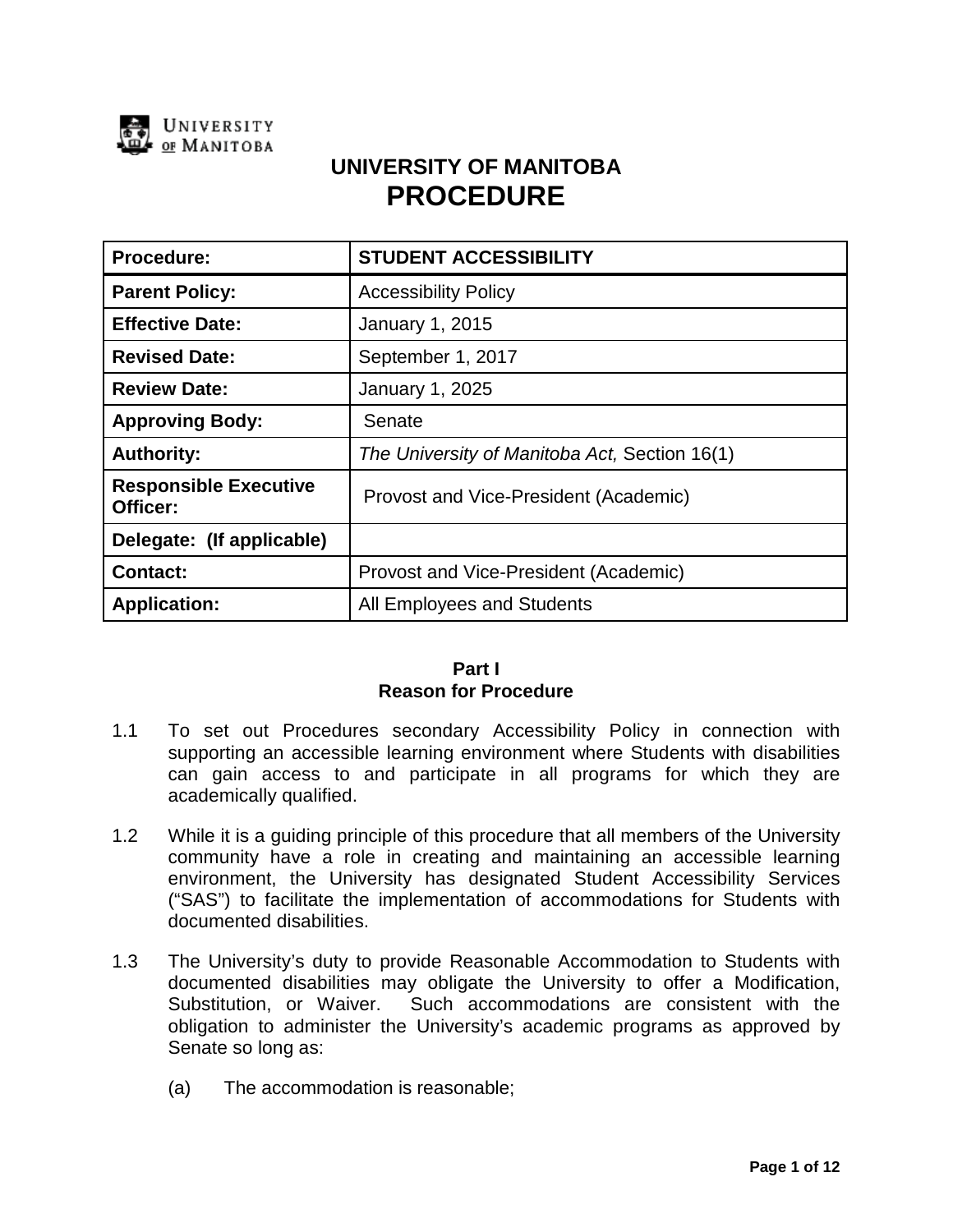UNIVERSITY OF MANITOBA

# UNIVERSITY OF MANITOBA
# PROCEDURE

| Procedure: | STUDENT ACCESSIBILITY |
|---|---|
| Parent Policy: | Accessibility Policy |
| Effective Date: | January 1, 2015 |
| Revised Date: | September 1, 2017 |
| Review Date: | January 1, 2025 |
| Approving Body: | Senate |
| Authority: | *The University of Manitoba Act,* Section 16(1) |
| Responsible Executive Officer: | Provost and Vice-President (Academic) |
| Delegate: (If applicable) | |
| Contact: | Provost and Vice-President (Academic) |
| Application: | All Employees and Students |

## Part I
## Reason for Procedure

1.1 To set out Procedures secondary Accessibility Policy in connection with supporting an accessible learning environment where Students with disabilities can gain access to and participate in all programs for which they are academically qualified.

1.2 While it is a guiding principle of this procedure that all members of the University community have a role in creating and maintaining an accessible learning environment, the University has designated Student Accessibility Services ("SAS") to facilitate the implementation of accommodations for Students with documented disabilities.

1.3 The University's duty to provide Reasonable Accommodation to Students with documented disabilities may obligate the University to offer a Modification, Substitution, or Waiver. Such accommodations are consistent with the obligation to administer the University's academic programs as approved by Senate so long as:

(a) The accommodation is reasonable;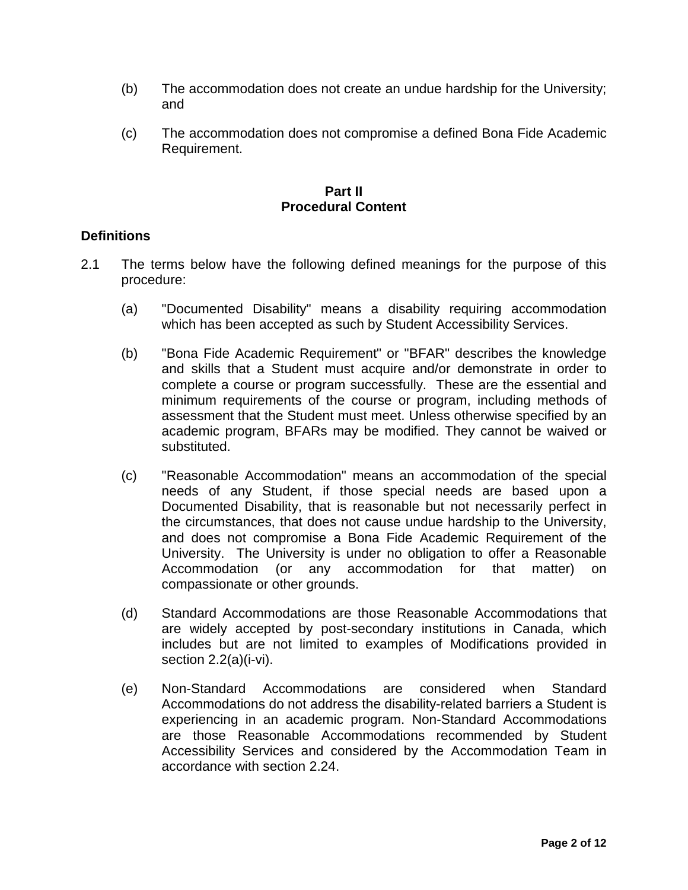(b) The accommodation does not create an undue hardship for the University; and

(c) The accommodation does not compromise a defined Bona Fide Academic Requirement.

## Part II
## Procedural Content

### Definitions

2.1 The terms below have the following defined meanings for the purpose of this procedure:

(a) "Documented Disability" means a disability requiring accommodation which has been accepted as such by Student Accessibility Services.

(b) "Bona Fide Academic Requirement" or "BFAR" describes the knowledge and skills that a Student must acquire and/or demonstrate in order to complete a course or program successfully. These are the essential and minimum requirements of the course or program, including methods of assessment that the Student must meet. Unless otherwise specified by an academic program, BFARs may be modified. They cannot be waived or substituted.

(c) "Reasonable Accommodation" means an accommodation of the special needs of any Student, if those special needs are based upon a Documented Disability, that is reasonable but not necessarily perfect in the circumstances, that does not cause undue hardship to the University, and does not compromise a Bona Fide Academic Requirement of the University. The University is under no obligation to offer a Reasonable Accommodation (or any accommodation for that matter) on compassionate or other grounds.

(d) Standard Accommodations are those Reasonable Accommodations that are widely accepted by post-secondary institutions in Canada, which includes but are not limited to examples of Modifications provided in section 2.2(a)(i-vi).

(e) Non-Standard Accommodations are considered when Standard Accommodations do not address the disability-related barriers a Student is experiencing in an academic program. Non-Standard Accommodations are those Reasonable Accommodations recommended by Student Accessibility Services and considered by the Accommodation Team in accordance with section 2.24.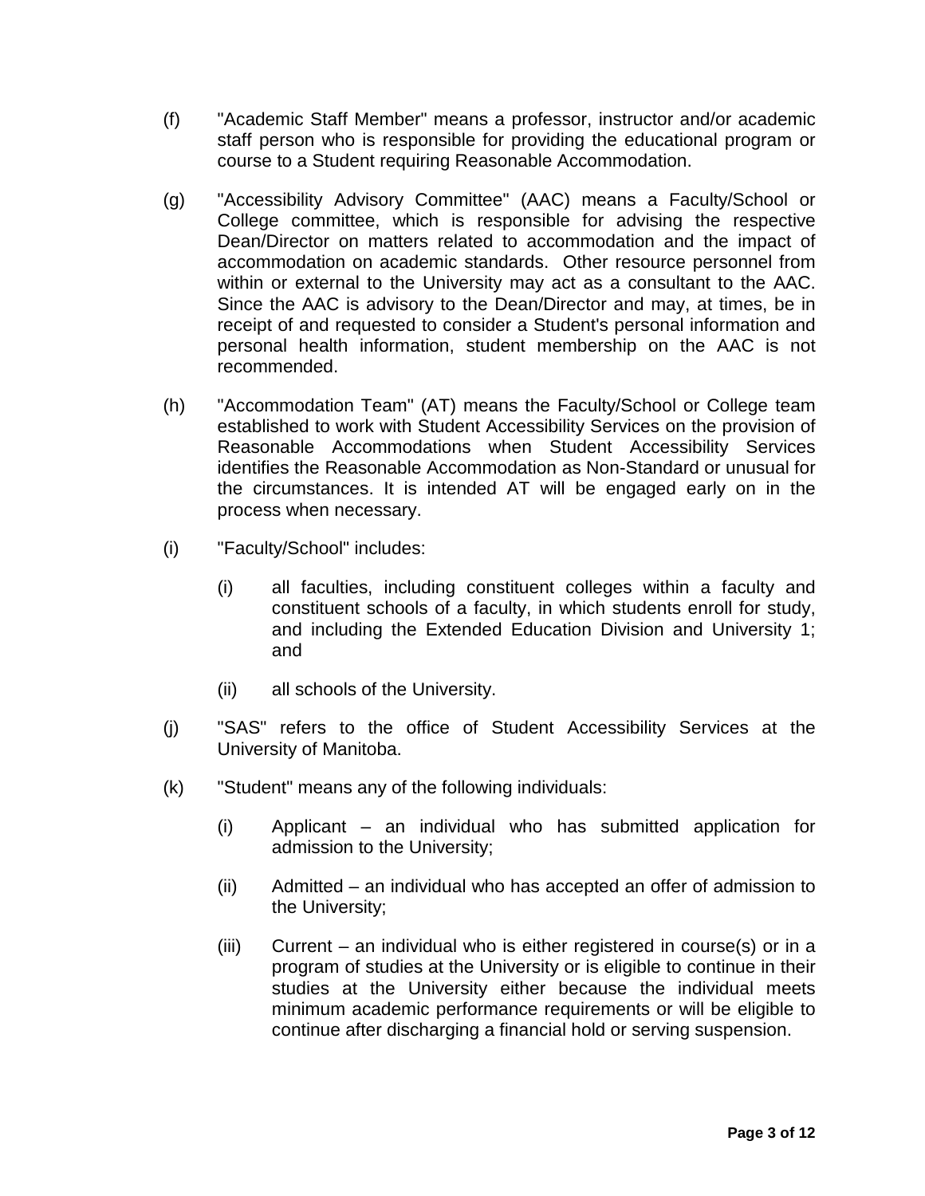(f) "Academic Staff Member" means a professor, instructor and/or academic staff person who is responsible for providing the educational program or course to a Student requiring Reasonable Accommodation.

(g) "Accessibility Advisory Committee" (AAC) means a Faculty/School or College committee, which is responsible for advising the respective Dean/Director on matters related to accommodation and the impact of accommodation on academic standards. Other resource personnel from within or external to the University may act as a consultant to the AAC. Since the AAC is advisory to the Dean/Director and may, at times, be in receipt of and requested to consider a Student's personal information and personal health information, student membership on the AAC is not recommended.

(h) "Accommodation Team" (AT) means the Faculty/School or College team established to work with Student Accessibility Services on the provision of Reasonable Accommodations when Student Accessibility Services identifies the Reasonable Accommodation as Non-Standard or unusual for the circumstances. It is intended AT will be engaged early on in the process when necessary.

(i) "Faculty/School" includes:

   (i) all faculties, including constituent colleges within a faculty and constituent schools of a faculty, in which students enroll for study, and including the Extended Education Division and University 1; and

   (ii) all schools of the University.

(j) "SAS" refers to the office of Student Accessibility Services at the University of Manitoba.

(k) "Student" means any of the following individuals:

   (i) Applicant – an individual who has submitted application for admission to the University;

   (ii) Admitted – an individual who has accepted an offer of admission to the University;

   (iii) Current – an individual who is either registered in course(s) or in a program of studies at the University or is eligible to continue in their studies at the University either because the individual meets minimum academic performance requirements or will be eligible to continue after discharging a financial hold or serving suspension.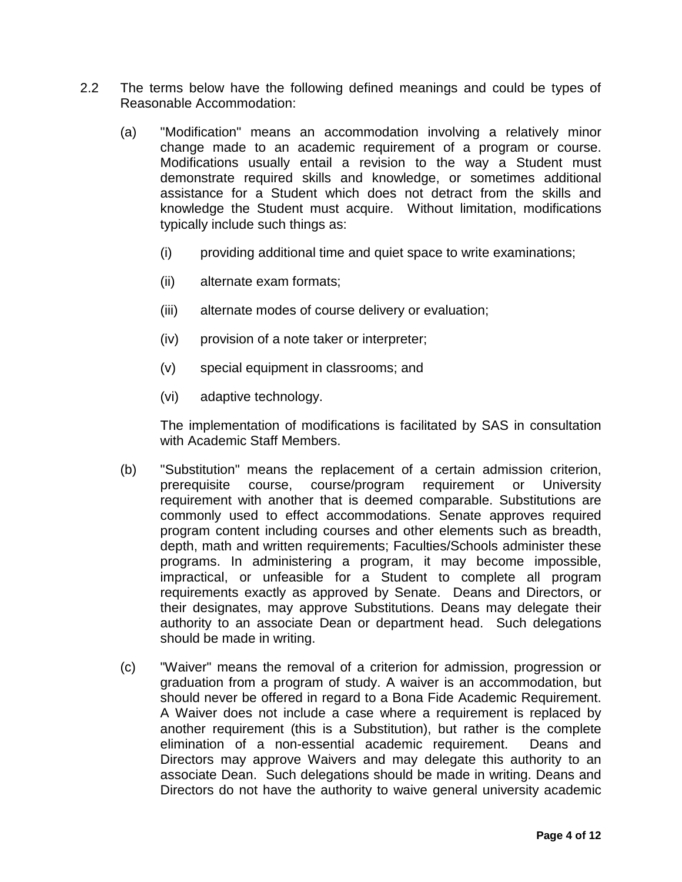2.2 The terms below have the following defined meanings and could be types of Reasonable Accommodation:

(a) "Modification" means an accommodation involving a relatively minor change made to an academic requirement of a program or course. Modifications usually entail a revision to the way a Student must demonstrate required skills and knowledge, or sometimes additional assistance for a Student which does not detract from the skills and knowledge the Student must acquire. Without limitation, modifications typically include such things as:

   (i) providing additional time and quiet space to write examinations;

   (ii) alternate exam formats;

   (iii) alternate modes of course delivery or evaluation;

   (iv) provision of a note taker or interpreter;

   (v) special equipment in classrooms; and

   (vi) adaptive technology.

   The implementation of modifications is facilitated by SAS in consultation with Academic Staff Members.

(b) "Substitution" means the replacement of a certain admission criterion, prerequisite course, course/program requirement or University requirement with another that is deemed comparable. Substitutions are commonly used to effect accommodations. Senate approves required program content including courses and other elements such as breadth, depth, math and written requirements; Faculties/Schools administer these programs. In administering a program, it may become impossible, impractical, or unfeasible for a Student to complete all program requirements exactly as approved by Senate. Deans and Directors, or their designates, may approve Substitutions. Deans may delegate their authority to an associate Dean or department head. Such delegations should be made in writing.

(c) "Waiver" means the removal of a criterion for admission, progression or graduation from a program of study. A waiver is an accommodation, but should never be offered in regard to a Bona Fide Academic Requirement. A Waiver does not include a case where a requirement is replaced by another requirement (this is a Substitution), but rather is the complete elimination of a non-essential academic requirement. Deans and Directors may approve Waivers and may delegate this authority to an associate Dean. Such delegations should be made in writing. Deans and Directors do not have the authority to waive general university academic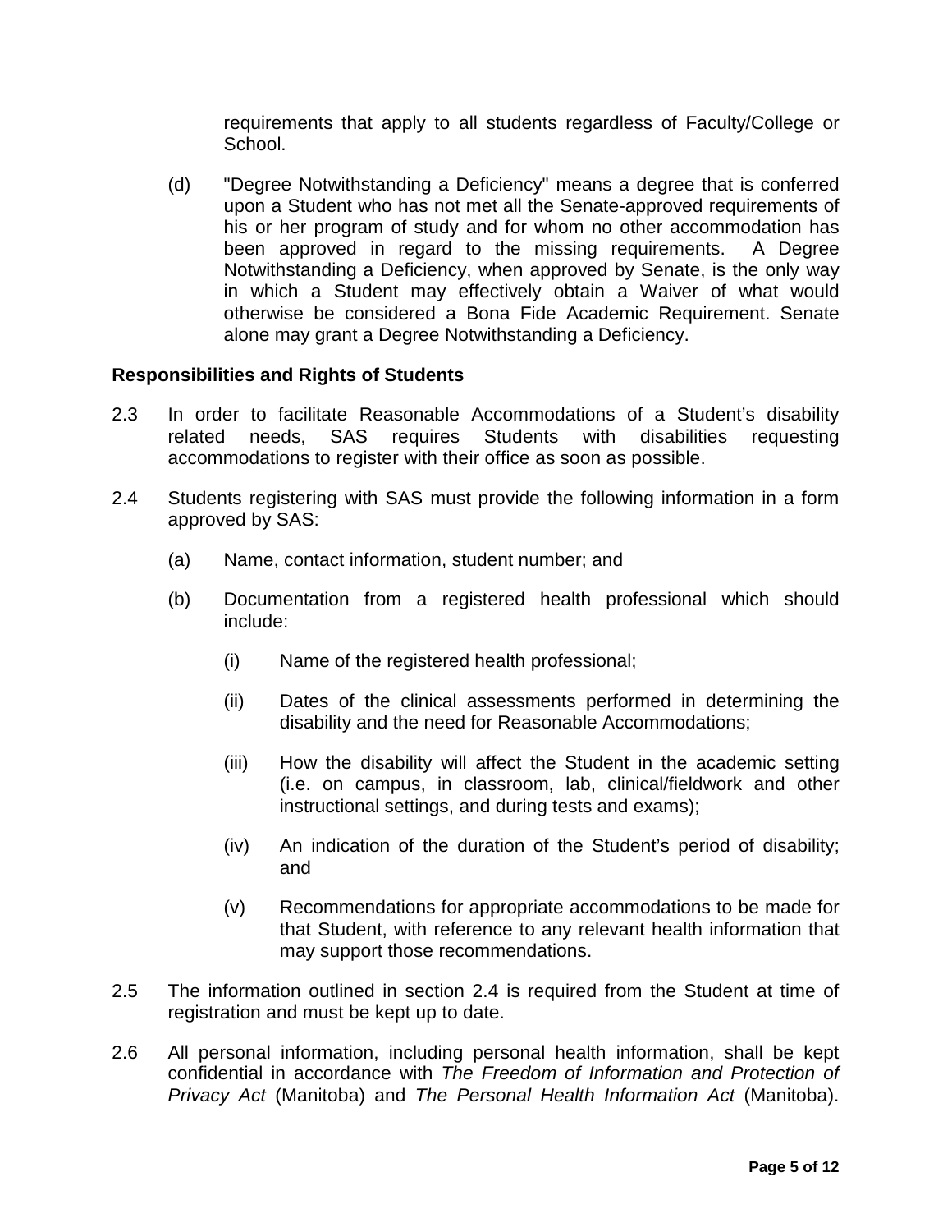requirements that apply to all students regardless of Faculty/College or School.

(d) "Degree Notwithstanding a Deficiency" means a degree that is conferred upon a Student who has not met all the Senate-approved requirements of his or her program of study and for whom no other accommodation has been approved in regard to the missing requirements. A Degree Notwithstanding a Deficiency, when approved by Senate, is the only way in which a Student may effectively obtain a Waiver of what would otherwise be considered a Bona Fide Academic Requirement. Senate alone may grant a Degree Notwithstanding a Deficiency.

**Responsibilities and Rights of Students**

2.3 In order to facilitate Reasonable Accommodations of a Student's disability related needs, SAS requires Students with disabilities requesting accommodations to register with their office as soon as possible.

2.4 Students registering with SAS must provide the following information in a form approved by SAS:

(a) Name, contact information, student number; and

(b) Documentation from a registered health professional which should include:

(i) Name of the registered health professional;

(ii) Dates of the clinical assessments performed in determining the disability and the need for Reasonable Accommodations;

(iii) How the disability will affect the Student in the academic setting (i.e. on campus, in classroom, lab, clinical/fieldwork and other instructional settings, and during tests and exams);

(iv) An indication of the duration of the Student's period of disability; and

(v) Recommendations for appropriate accommodations to be made for that Student, with reference to any relevant health information that may support those recommendations.

2.5 The information outlined in section 2.4 is required from the Student at time of registration and must be kept up to date.

2.6 All personal information, including personal health information, shall be kept confidential in accordance with *The Freedom of Information and Protection of Privacy Act* (Manitoba) and *The Personal Health Information Act* (Manitoba).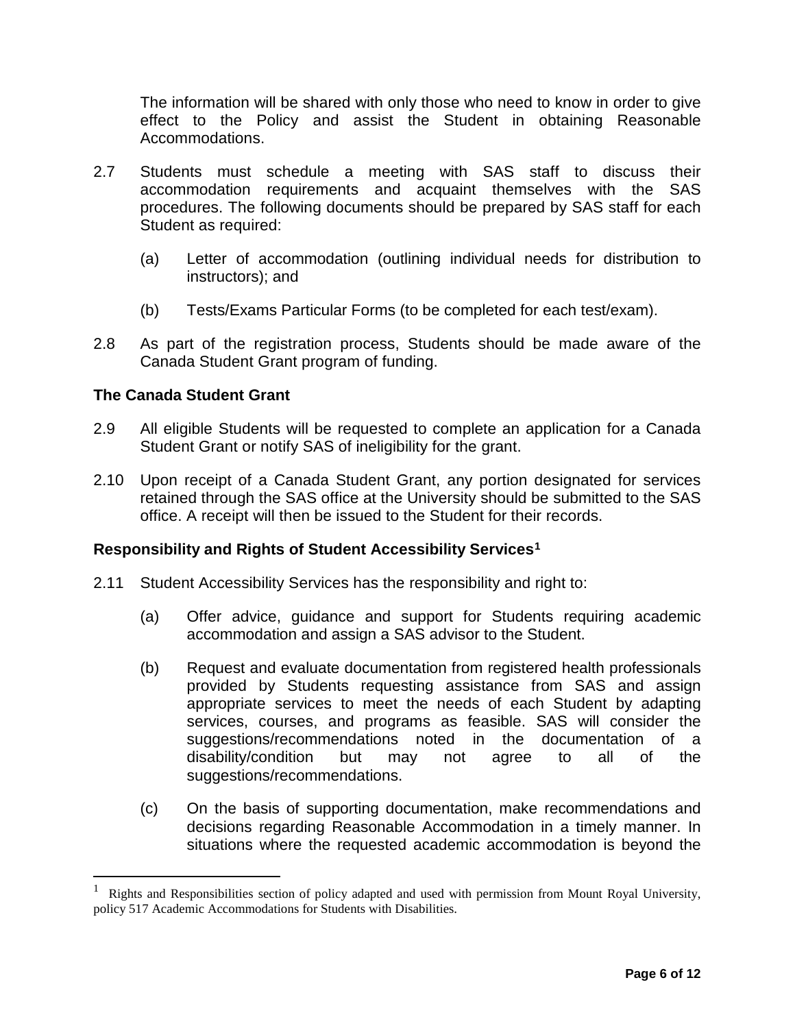The information will be shared with only those who need to know in order to give effect to the Policy and assist the Student in obtaining Reasonable Accommodations.

2.7 Students must schedule a meeting with SAS staff to discuss their accommodation requirements and acquaint themselves with the SAS procedures. The following documents should be prepared by SAS staff for each Student as required:

(a) Letter of accommodation (outlining individual needs for distribution to instructors); and

(b) Tests/Exams Particular Forms (to be completed for each test/exam).

2.8 As part of the registration process, Students should be made aware of the Canada Student Grant program of funding.

**The Canada Student Grant**

2.9 All eligible Students will be requested to complete an application for a Canada Student Grant or notify SAS of ineligibility for the grant.

2.10 Upon receipt of a Canada Student Grant, any portion designated for services retained through the SAS office at the University should be submitted to the SAS office. A receipt will then be issued to the Student for their records.

**Responsibility and Rights of Student Accessibility Services[1]**

2.11 Student Accessibility Services has the responsibility and right to:

(a) Offer advice, guidance and support for Students requiring academic accommodation and assign a SAS advisor to the Student.

(b) Request and evaluate documentation from registered health professionals provided by Students requesting assistance from SAS and assign appropriate services to meet the needs of each Student by adapting services, courses, and programs as feasible. SAS will consider the suggestions/recommendations noted in the documentation of a disability/condition but may not agree to all of the suggestions/recommendations.

(c) On the basis of supporting documentation, make recommendations and decisions regarding Reasonable Accommodation in a timely manner. In situations where the requested academic accommodation is beyond the

---

[1] Rights and Responsibilities section of policy adapted and used with permission from Mount Royal University, policy 517 Academic Accommodations for Students with Disabilities.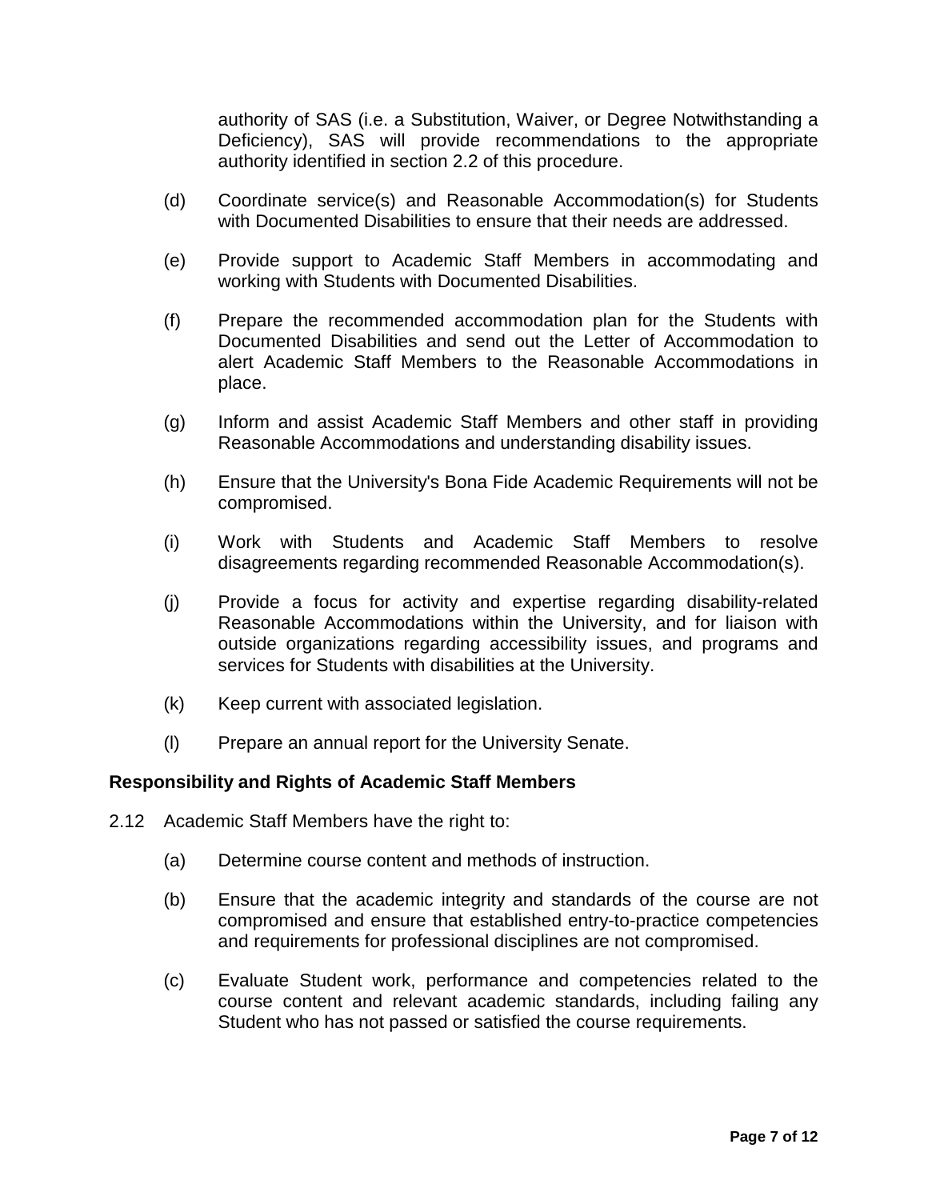authority of SAS (i.e. a Substitution, Waiver, or Degree Notwithstanding a Deficiency), SAS will provide recommendations to the appropriate authority identified in section 2.2 of this procedure.

(d) Coordinate service(s) and Reasonable Accommodation(s) for Students with Documented Disabilities to ensure that their needs are addressed.

(e) Provide support to Academic Staff Members in accommodating and working with Students with Documented Disabilities.

(f) Prepare the recommended accommodation plan for the Students with Documented Disabilities and send out the Letter of Accommodation to alert Academic Staff Members to the Reasonable Accommodations in place.

(g) Inform and assist Academic Staff Members and other staff in providing Reasonable Accommodations and understanding disability issues.

(h) Ensure that the University's Bona Fide Academic Requirements will not be compromised.

(i) Work with Students and Academic Staff Members to resolve disagreements regarding recommended Reasonable Accommodation(s).

(j) Provide a focus for activity and expertise regarding disability-related Reasonable Accommodations within the University, and for liaison with outside organizations regarding accessibility issues, and programs and services for Students with disabilities at the University.

(k) Keep current with associated legislation.

(l) Prepare an annual report for the University Senate.

**Responsibility and Rights of Academic Staff Members**

2.12 Academic Staff Members have the right to:

(a) Determine course content and methods of instruction.

(b) Ensure that the academic integrity and standards of the course are not compromised and ensure that established entry-to-practice competencies and requirements for professional disciplines are not compromised.

(c) Evaluate Student work, performance and competencies related to the course content and relevant academic standards, including failing any Student who has not passed or satisfied the course requirements.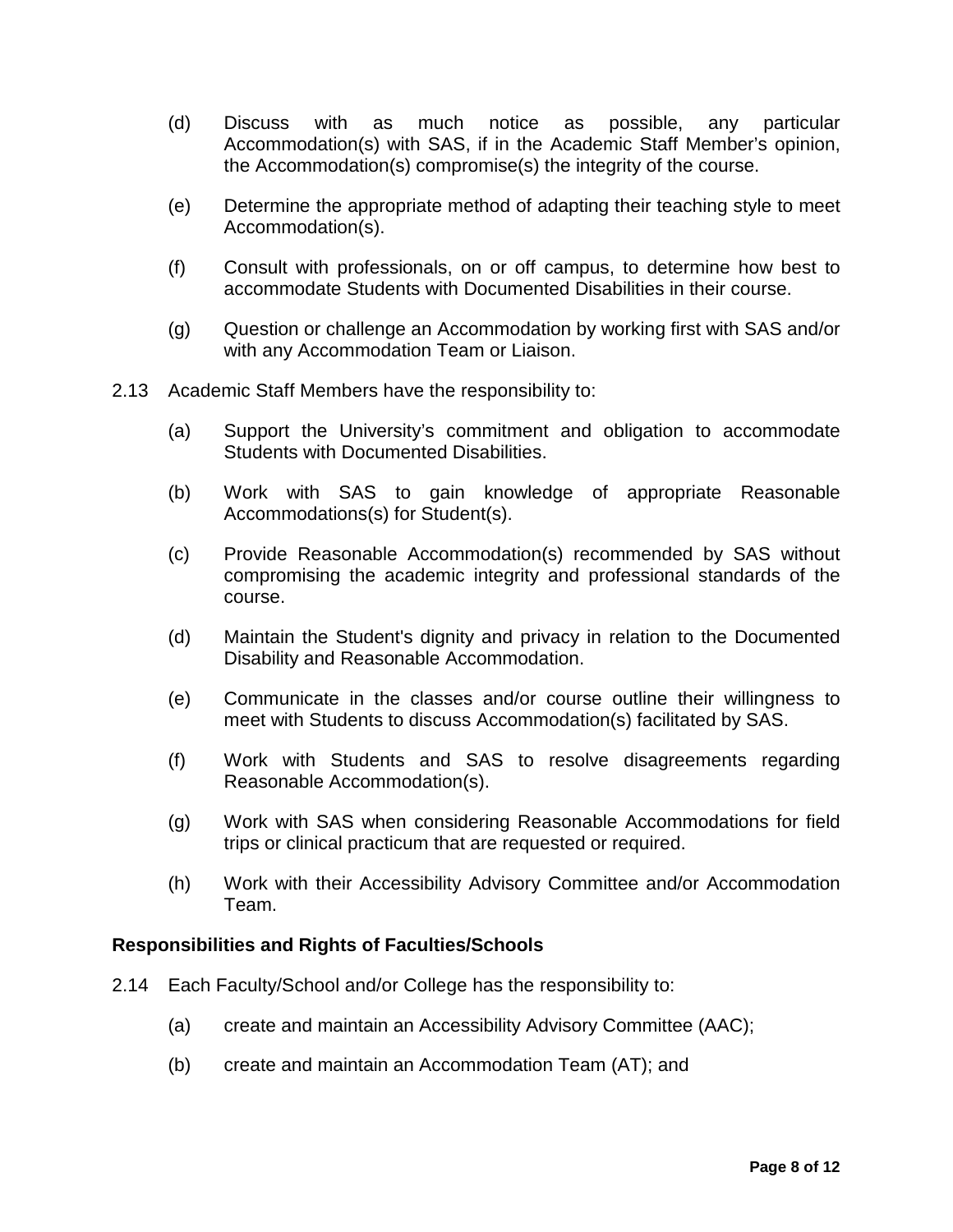(d) Discuss with as much notice as possible, any particular Accommodation(s) with SAS, if in the Academic Staff Member's opinion, the Accommodation(s) compromise(s) the integrity of the course.

(e) Determine the appropriate method of adapting their teaching style to meet Accommodation(s).

(f) Consult with professionals, on or off campus, to determine how best to accommodate Students with Documented Disabilities in their course.

(g) Question or challenge an Accommodation by working first with SAS and/or with any Accommodation Team or Liaison.

2.13 Academic Staff Members have the responsibility to:

(a) Support the University's commitment and obligation to accommodate Students with Documented Disabilities.

(b) Work with SAS to gain knowledge of appropriate Reasonable Accommodations(s) for Student(s).

(c) Provide Reasonable Accommodation(s) recommended by SAS without compromising the academic integrity and professional standards of the course.

(d) Maintain the Student's dignity and privacy in relation to the Documented Disability and Reasonable Accommodation.

(e) Communicate in the classes and/or course outline their willingness to meet with Students to discuss Accommodation(s) facilitated by SAS.

(f) Work with Students and SAS to resolve disagreements regarding Reasonable Accommodation(s).

(g) Work with SAS when considering Reasonable Accommodations for field trips or clinical practicum that are requested or required.

(h) Work with their Accessibility Advisory Committee and/or Accommodation Team.

**Responsibilities and Rights of Faculties/Schools**

2.14 Each Faculty/School and/or College has the responsibility to:

(a) create and maintain an Accessibility Advisory Committee (AAC);

(b) create and maintain an Accommodation Team (AT); and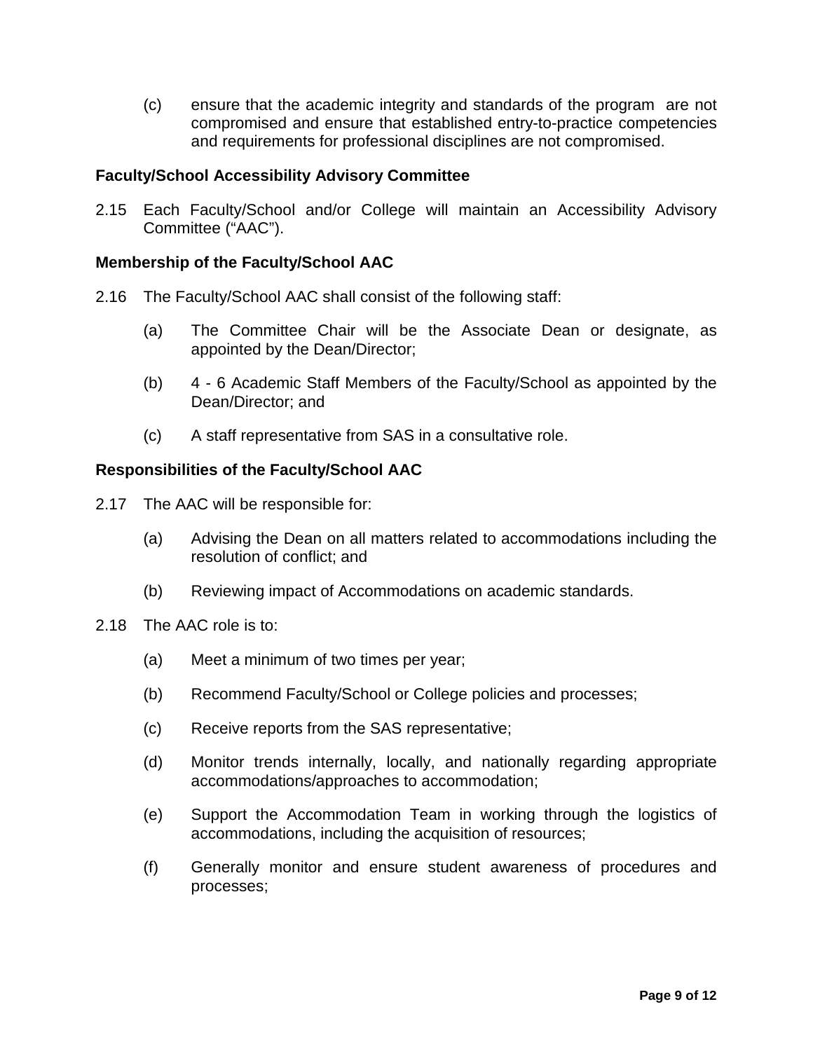(c) ensure that the academic integrity and standards of the program are not compromised and ensure that established entry-to-practice competencies and requirements for professional disciplines are not compromised.

**Faculty/School Accessibility Advisory Committee**

2.15 Each Faculty/School and/or College will maintain an Accessibility Advisory Committee ("AAC").

**Membership of the Faculty/School AAC**

2.16 The Faculty/School AAC shall consist of the following staff:

(a) The Committee Chair will be the Associate Dean or designate, as appointed by the Dean/Director;

(b) 4 - 6 Academic Staff Members of the Faculty/School as appointed by the Dean/Director; and

(c) A staff representative from SAS in a consultative role.

**Responsibilities of the Faculty/School AAC**

2.17 The AAC will be responsible for:

(a) Advising the Dean on all matters related to accommodations including the resolution of conflict; and

(b) Reviewing impact of Accommodations on academic standards.

2.18 The AAC role is to:

(a) Meet a minimum of two times per year;

(b) Recommend Faculty/School or College policies and processes;

(c) Receive reports from the SAS representative;

(d) Monitor trends internally, locally, and nationally regarding appropriate accommodations/approaches to accommodation;

(e) Support the Accommodation Team in working through the logistics of accommodations, including the acquisition of resources;

(f) Generally monitor and ensure student awareness of procedures and processes;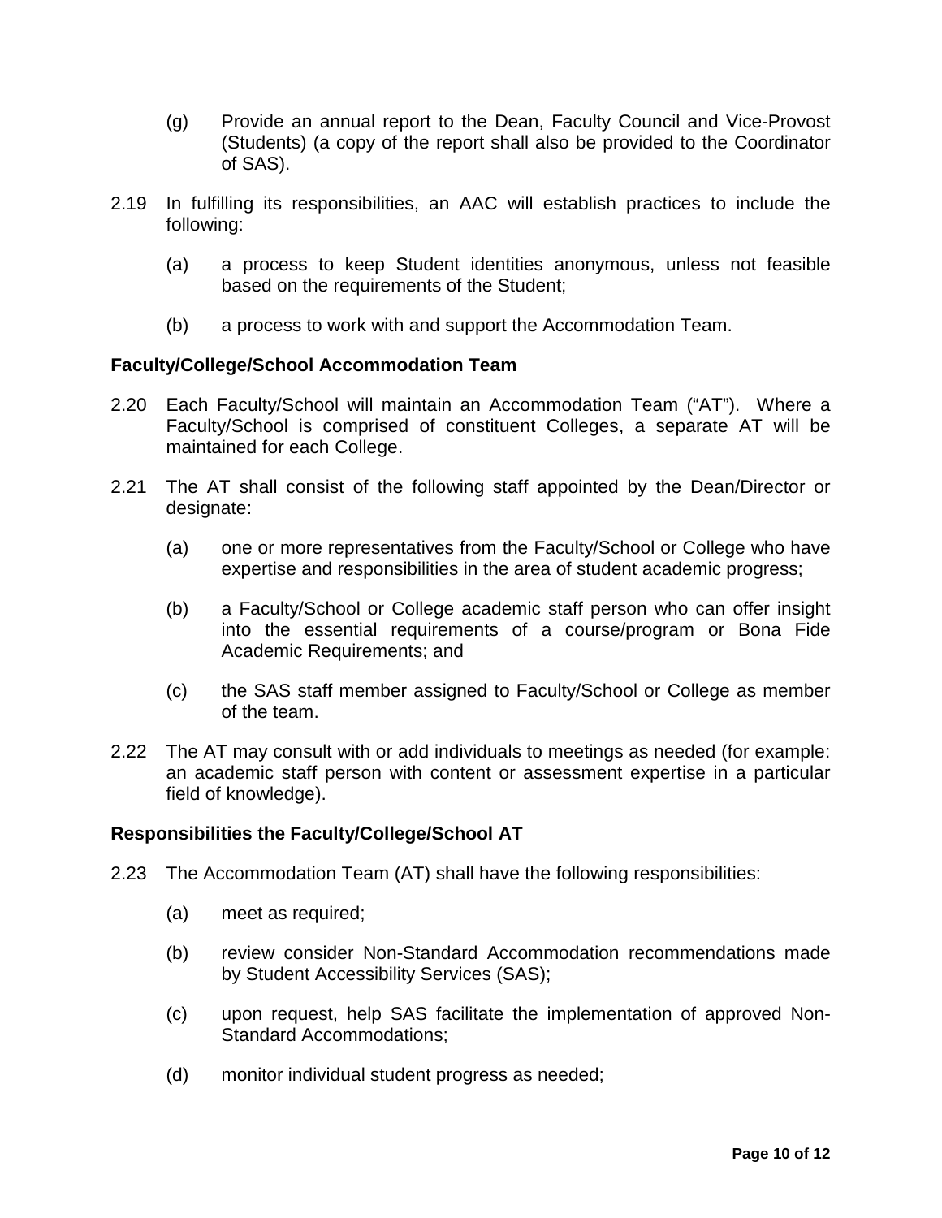(g) Provide an annual report to the Dean, Faculty Council and Vice-Provost (Students) (a copy of the report shall also be provided to the Coordinator of SAS).

2.19 In fulfilling its responsibilities, an AAC will establish practices to include the following:

(a) a process to keep Student identities anonymous, unless not feasible based on the requirements of the Student;

(b) a process to work with and support the Accommodation Team.

**Faculty/College/School Accommodation Team**

2.20 Each Faculty/School will maintain an Accommodation Team ("AT"). Where a Faculty/School is comprised of constituent Colleges, a separate AT will be maintained for each College.

2.21 The AT shall consist of the following staff appointed by the Dean/Director or designate:

(a) one or more representatives from the Faculty/School or College who have expertise and responsibilities in the area of student academic progress;

(b) a Faculty/School or College academic staff person who can offer insight into the essential requirements of a course/program or Bona Fide Academic Requirements; and

(c) the SAS staff member assigned to Faculty/School or College as member of the team.

2.22 The AT may consult with or add individuals to meetings as needed (for example: an academic staff person with content or assessment expertise in a particular field of knowledge).

**Responsibilities the Faculty/College/School AT**

2.23 The Accommodation Team (AT) shall have the following responsibilities:

(a) meet as required;

(b) review consider Non-Standard Accommodation recommendations made by Student Accessibility Services (SAS);

(c) upon request, help SAS facilitate the implementation of approved Non-Standard Accommodations;

(d) monitor individual student progress as needed;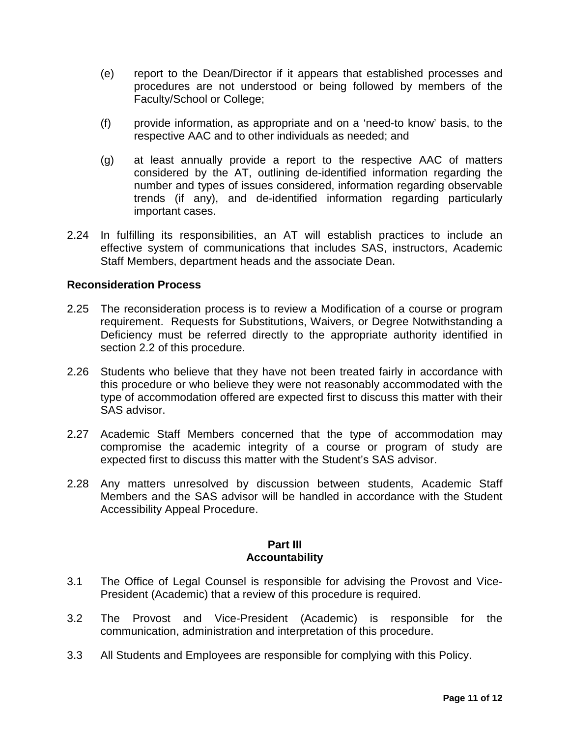(e) report to the Dean/Director if it appears that established processes and procedures are not understood or being followed by members of the Faculty/School or College;

(f) provide information, as appropriate and on a 'need-to know' basis, to the respective AAC and to other individuals as needed; and

(g) at least annually provide a report to the respective AAC of matters considered by the AT, outlining de-identified information regarding the number and types of issues considered, information regarding observable trends (if any), and de-identified information regarding particularly important cases.

2.24 In fulfilling its responsibilities, an AT will establish practices to include an effective system of communications that includes SAS, instructors, Academic Staff Members, department heads and the associate Dean.

**Reconsideration Process**

2.25 The reconsideration process is to review a Modification of a course or program requirement. Requests for Substitutions, Waivers, or Degree Notwithstanding a Deficiency must be referred directly to the appropriate authority identified in section 2.2 of this procedure.

2.26 Students who believe that they have not been treated fairly in accordance with this procedure or who believe they were not reasonably accommodated with the type of accommodation offered are expected first to discuss this matter with their SAS advisor.

2.27 Academic Staff Members concerned that the type of accommodation may compromise the academic integrity of a course or program of study are expected first to discuss this matter with the Student's SAS advisor.

2.28 Any matters unresolved by discussion between students, Academic Staff Members and the SAS advisor will be handled in accordance with the Student Accessibility Appeal Procedure.

## Part III
## Accountability

3.1 The Office of Legal Counsel is responsible for advising the Provost and Vice-President (Academic) that a review of this procedure is required.

3.2 The Provost and Vice-President (Academic) is responsible for the communication, administration and interpretation of this procedure.

3.3 All Students and Employees are responsible for complying with this Policy.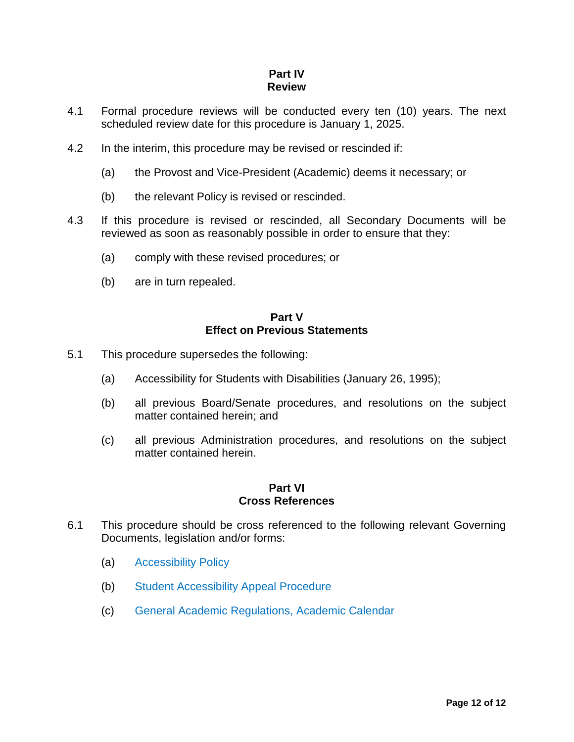## Part IV
## Review

4.1 Formal procedure reviews will be conducted every ten (10) years. The next scheduled review date for this procedure is January 1, 2025.

4.2 In the interim, this procedure may be revised or rescinded if:

(a) the Provost and Vice-President (Academic) deems it necessary; or

(b) the relevant Policy is revised or rescinded.

4.3 If this procedure is revised or rescinded, all Secondary Documents will be reviewed as soon as reasonably possible in order to ensure that they:

(a) comply with these revised procedures; or

(b) are in turn repealed.

## Part V
## Effect on Previous Statements

5.1 This procedure supersedes the following:

(a) Accessibility for Students with Disabilities (January 26, 1995);

(b) all previous Board/Senate procedures, and resolutions on the subject matter contained herein; and

(c) all previous Administration procedures, and resolutions on the subject matter contained herein.

## Part VI
## Cross References

6.1 This procedure should be cross referenced to the following relevant Governing Documents, legislation and/or forms:

(a) Accessibility Policy

(b) Student Accessibility Appeal Procedure

(c) General Academic Regulations, Academic Calendar